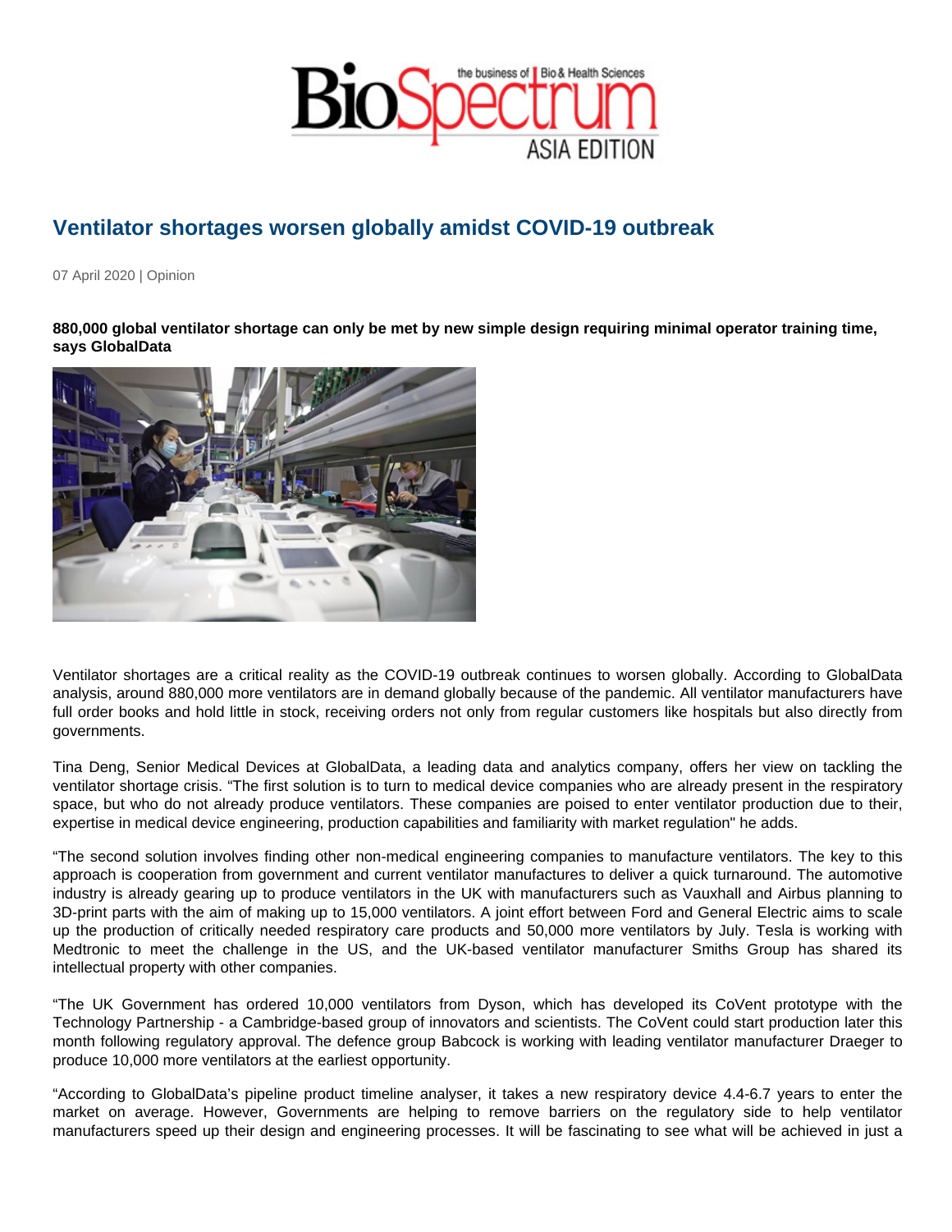# Ventilator shortages worsen globally amidst COVID-19 outbreak

07 April 2020 | Opinion

**880,000 global ventilator shortage can only be met by new simple design requiring minimal operator training time, says GlobalData**

Ventilator shortages are a critical reality as the COVID-19 outbreak continues to worsen globally. According to GlobalData analysis, around 880,000 more ventilators are in demand globally because of the pandemic. All ventilator manufacturers have full order books and hold little in stock, receiving orders not only from regular customers like hospitals but also directly from governments.

Tina Deng, Senior Medical Devices at GlobalData, a leading data and analytics company, offers her view on tackling the ventilator shortage crisis. "The first solution is to turn to medical device companies who are already present in the respiratory space, but who do not already produce ventilators. These companies are poised to enter ventilator production due to their, expertise in medical device engineering, production capabilities and familiarity with market regulation" he adds.

"The second solution involves finding other non-medical engineering companies to manufacture ventilators. The key to this approach is cooperation from government and current ventilator manufactures to deliver a quick turnaround. The automotive industry is already gearing up to produce ventilators in the UK with manufacturers such as Vauxhall and Airbus planning to 3D-print parts with the aim of making up to 15,000 ventilators. A joint effort between Ford and General Electric aims to scale up the production of critically needed respiratory care products and 50,000 more ventilators by July. Tesla is working with Medtronic to meet the challenge in the US, and the UK-based ventilator manufacturer Smiths Group has shared its intellectual property with other companies.

"The UK Government has ordered 10,000 ventilators from Dyson, which has developed its CoVent prototype with the Technology Partnership - a Cambridge-based group of innovators and scientists. The CoVent could start production later this month following regulatory approval. The defence group Babcock is working with leading ventilator manufacturer Draeger to produce 10,000 more ventilators at the earliest opportunity.

"According to GlobalData's pipeline product timeline analyser, it takes a new respiratory device 4.4-6.7 years to enter the market on average. However, Governments are helping to remove barriers on the regulatory side to help ventilator manufacturers speed up their design and engineering processes. It will be fascinating to see what will be achieved in just a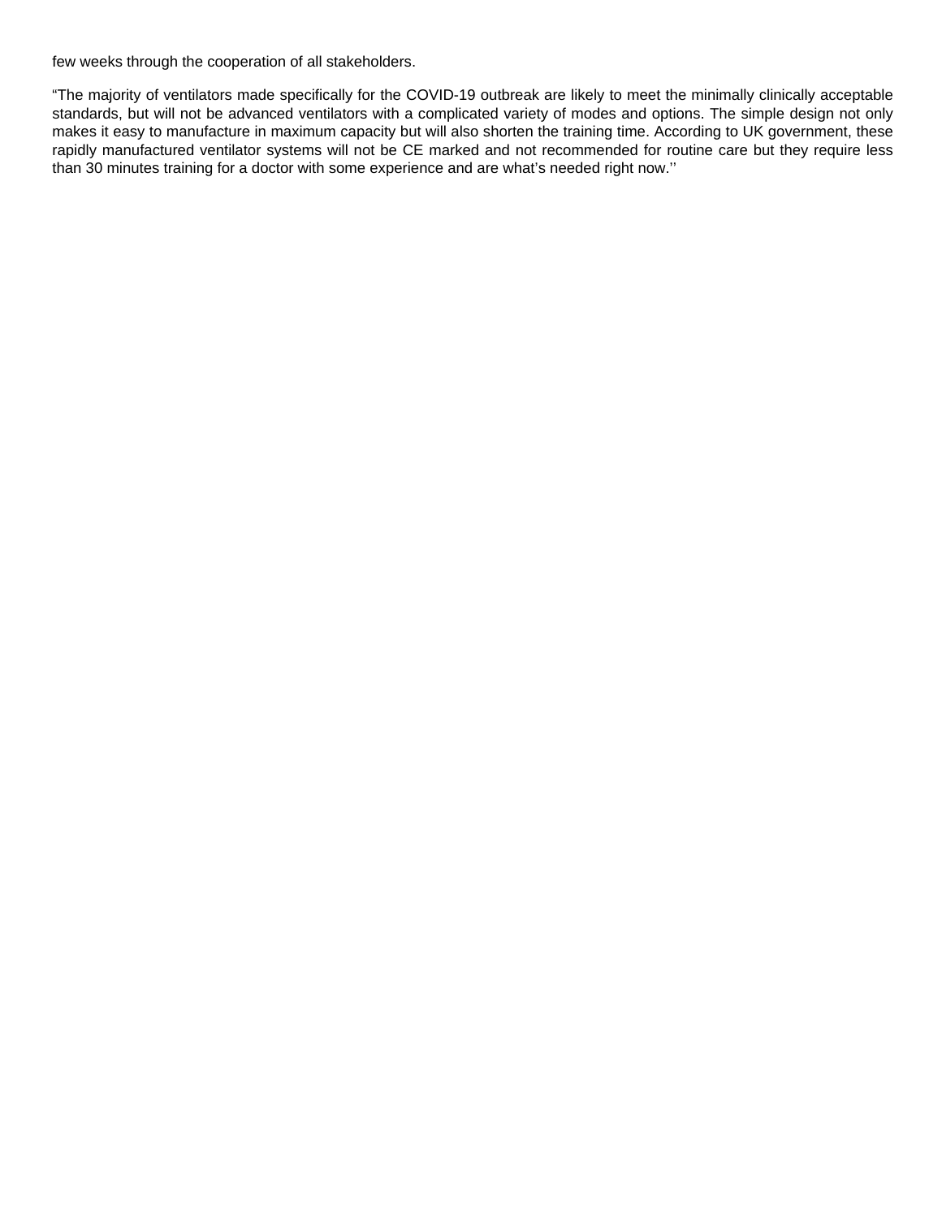few weeks through the cooperation of all stakeholders.

"The majority of ventilators made specifically for the COVID-19 outbreak are likely to meet the minimally clinically acceptable standards, but will not be advanced ventilators with a complicated variety of modes and options. The simple design not only makes it easy to manufacture in maximum capacity but will also shorten the training time. According to UK government, these rapidly manufactured ventilator systems will not be CE marked and not recommended for routine care but they require less than 30 minutes training for a doctor with some experience and are what's needed right now.''